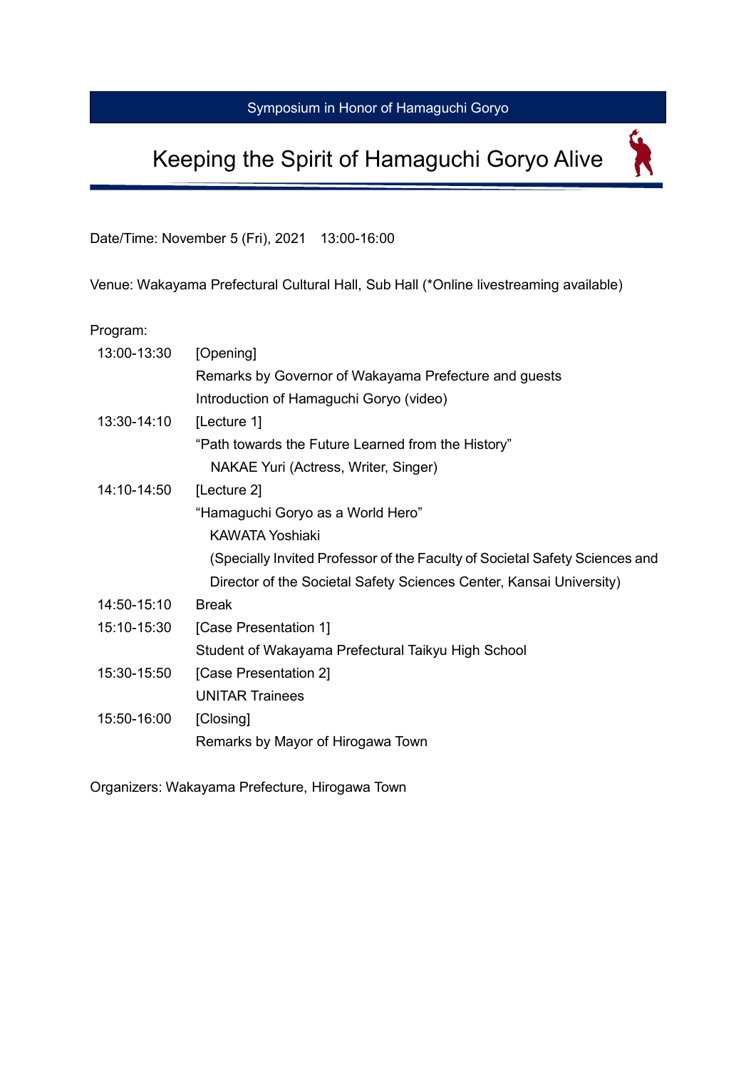Symposium in Honor of Hamaguchi Goryo

# Keeping the Spirit of Hamaguchi Goryo Alive

Date/Time: November 5 (Fri), 2021 13:00-16:00

Venue: Wakayama Prefectural Cultural Hall, Sub Hall (*Online livestreaming available)

Program:

| | |
|---|---|
| 13:00-13:30 | [Opening]<br>Remarks by Governor of Wakayama Prefecture and guests<br>Introduction of Hamaguchi Goryo (video) |
| 13:30-14:10 | [Lecture 1]<br>“Path towards the Future Learned from the History”<br>NAKAE Yuri (Actress, Writer, Singer) |
| 14:10-14:50 | [Lecture 2]<br>“Hamaguchi Goryo as a World Hero”<br>KAWATA Yoshiaki<br>(Specially Invited Professor of the Faculty of Societal Safety Sciences and Director of the Societal Safety Sciences Center, Kansai University) |
| 14:50-15:10 | Break |
| 15:10-15:30 | [Case Presentation 1]<br>Student of Wakayama Prefectural Taikyu High School |
| 15:30-15:50 | [Case Presentation 2]<br>UNITAR Trainees |
| 15:50-16:00 | [Closing]<br>Remarks by Mayor of Hirogawa Town |

Organizers: Wakayama Prefecture, Hirogawa Town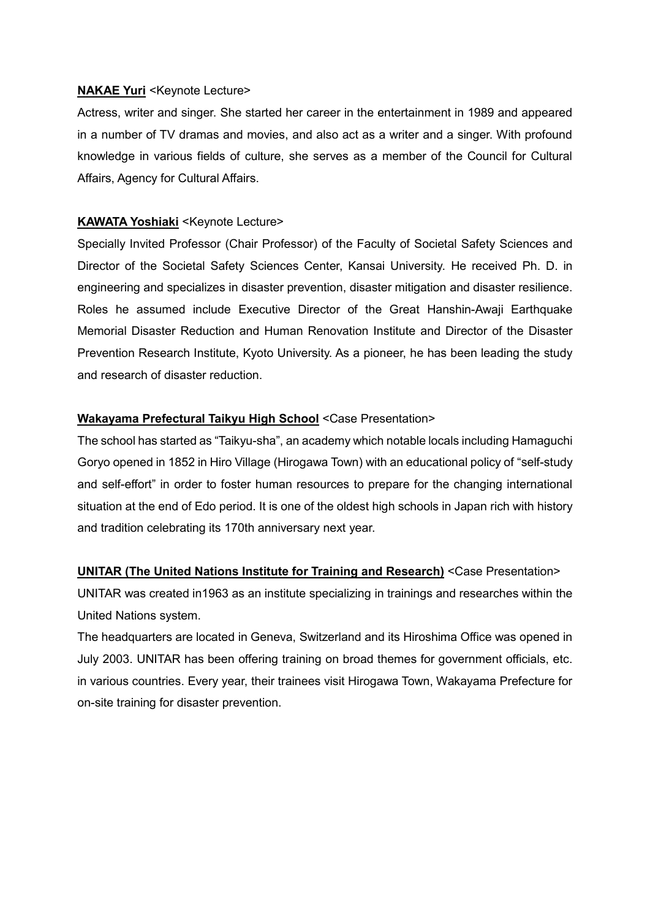**<u>NAKAE Yuri</u>** <Keynote Lecture>

Actress, writer and singer. She started her career in the entertainment in 1989 and appeared in a number of TV dramas and movies, and also act as a writer and a singer. With profound knowledge in various fields of culture, she serves as a member of the Council for Cultural Affairs, Agency for Cultural Affairs.

**<u>KAWATA Yoshiaki</u>** <Keynote Lecture>

Specially Invited Professor (Chair Professor) of the Faculty of Societal Safety Sciences and Director of the Societal Safety Sciences Center, Kansai University. He received Ph. D. in engineering and specializes in disaster prevention, disaster mitigation and disaster resilience. Roles he assumed include Executive Director of the Great Hanshin-Awaji Earthquake Memorial Disaster Reduction and Human Renovation Institute and Director of the Disaster Prevention Research Institute, Kyoto University. As a pioneer, he has been leading the study and research of disaster reduction.

**<u>Wakayama Prefectural Taikyu High School</u>** <Case Presentation>

The school has started as "Taikyu-sha", an academy which notable locals including Hamaguchi Goryo opened in 1852 in Hiro Village (Hirogawa Town) with an educational policy of "self-study and self-effort" in order to foster human resources to prepare for the changing international situation at the end of Edo period. It is one of the oldest high schools in Japan rich with history and tradition celebrating its 170th anniversary next year.

**<u>UNITAR (The United Nations Institute for Training and Research)</u>** <Case Presentation>

UNITAR was created in1963 as an institute specializing in trainings and researches within the United Nations system.

The headquarters are located in Geneva, Switzerland and its Hiroshima Office was opened in July 2003. UNITAR has been offering training on broad themes for government officials, etc. in various countries. Every year, their trainees visit Hirogawa Town, Wakayama Prefecture for on-site training for disaster prevention.